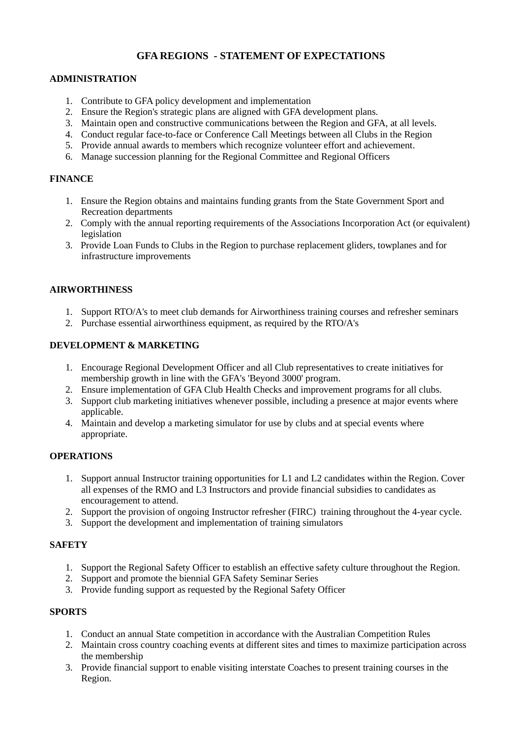# GFA REGIONS - STATEMENT OF EXPECTATIONS

## ADMINISTRATION

1. Contribute to GFA policy development and implementation
2. Ensure the Region's strategic plans are aligned with GFA development plans.
3. Maintain open and constructive communications between the Region and GFA, at all levels.
4. Conduct regular face-to-face or Conference Call Meetings between all Clubs in the Region
5. Provide annual awards to members which recognize volunteer effort and achievement.
6. Manage succession planning for the Regional Committee and Regional Officers

## FINANCE

1. Ensure the Region obtains and maintains funding grants from the State Government Sport and Recreation departments
2. Comply with the annual reporting requirements of the Associations Incorporation Act (or equivalent) legislation
3. Provide Loan Funds to Clubs in the Region to purchase replacement gliders, towplanes and for infrastructure improvements

## AIRWORTHINESS

1. Support RTO/A's to meet club demands for Airworthiness training courses and refresher seminars
2. Purchase essential airworthiness equipment, as required by the RTO/A's

## DEVELOPMENT & MARKETING

1. Encourage Regional Development Officer and all Club representatives to create initiatives for membership growth in line with the GFA's 'Beyond 3000' program.
2. Ensure implementation of GFA Club Health Checks and improvement programs for all clubs.
3. Support club marketing initiatives whenever possible, including a presence at major events where applicable.
4. Maintain and develop a marketing simulator for use by clubs and at special events where appropriate.

## OPERATIONS

1. Support annual Instructor training opportunities for L1 and L2 candidates within the Region. Cover all expenses of the RMO and L3 Instructors and provide financial subsidies to candidates as encouragement to attend.
2. Support the provision of ongoing Instructor refresher (FIRC) training throughout the 4-year cycle.
3. Support the development and implementation of training simulators

## SAFETY

1. Support the Regional Safety Officer to establish an effective safety culture throughout the Region.
2. Support and promote the biennial GFA Safety Seminar Series
3. Provide funding support as requested by the Regional Safety Officer

## SPORTS

1. Conduct an annual State competition in accordance with the Australian Competition Rules
2. Maintain cross country coaching events at different sites and times to maximize participation across the membership
3. Provide financial support to enable visiting interstate Coaches to present training courses in the Region.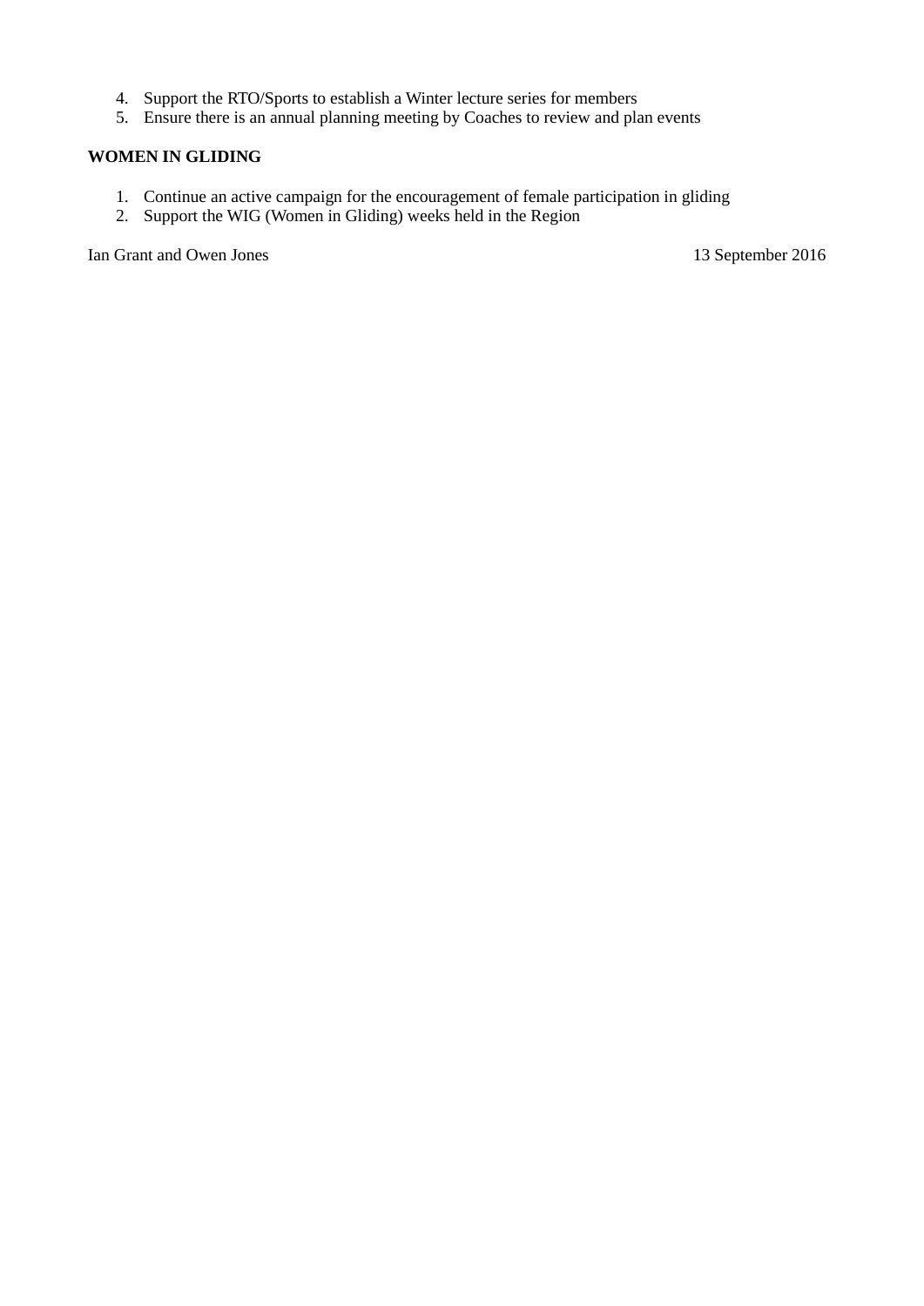4. Support the RTO/Sports to establish a Winter lecture series for members
5. Ensure there is an annual planning meeting by Coaches to review and plan events

**WOMEN IN GLIDING**

1. Continue an active campaign for the encouragement of female participation in gliding
2. Support the WIG (Women in Gliding) weeks held in the Region

Ian Grant and Owen Jones

13 September 2016